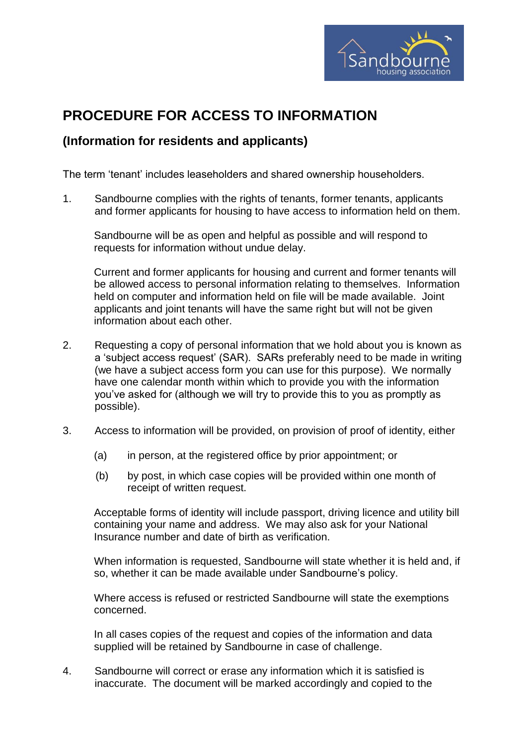# PROCEDURE FOR ACCESS TO INFORMATION

## (Information for residents and applicants)

The term 'tenant' includes leaseholders and shared ownership householders.

1. Sandbourne complies with the rights of tenants, former tenants, applicants and former applicants for housing to have access to information held on them.

   Sandbourne will be as open and helpful as possible and will respond to requests for information without undue delay.

   Current and former applicants for housing and current and former tenants will be allowed access to personal information relating to themselves. Information held on computer and information held on file will be made available. Joint applicants and joint tenants will have the same right but will not be given information about each other.

2. Requesting a copy of personal information that we hold about you is known as a 'subject access request' (SAR). SARs preferably need to be made in writing (we have a subject access form you can use for this purpose). We normally have one calendar month within which to provide you with the information you've asked for (although we will try to provide this to you as promptly as possible).

3. Access to information will be provided, on provision of proof of identity, either

   (a) in person, at the registered office by prior appointment; or

   (b) by post, in which case copies will be provided within one month of receipt of written request.

   Acceptable forms of identity will include passport, driving licence and utility bill containing your name and address. We may also ask for your National Insurance number and date of birth as verification.

   When information is requested, Sandbourne will state whether it is held and, if so, whether it can be made available under Sandbourne's policy.

   Where access is refused or restricted Sandbourne will state the exemptions concerned.

   In all cases copies of the request and copies of the information and data supplied will be retained by Sandbourne in case of challenge.

4. Sandbourne will correct or erase any information which it is satisfied is inaccurate. The document will be marked accordingly and copied to the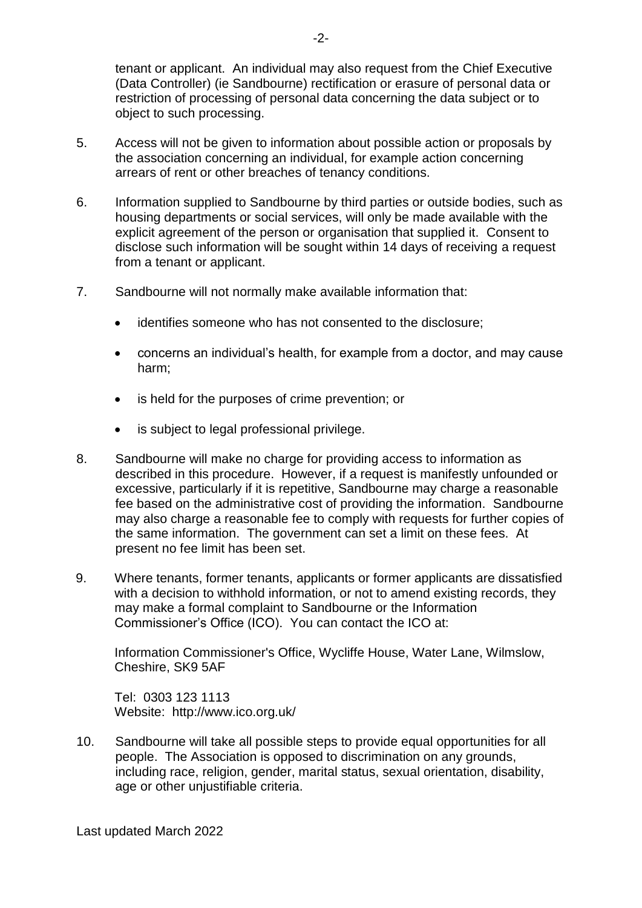tenant or applicant. An individual may also request from the Chief Executive (Data Controller) (ie Sandbourne) rectification or erasure of personal data or restriction of processing of personal data concerning the data subject or to object to such processing.

5. Access will not be given to information about possible action or proposals by the association concerning an individual, for example action concerning arrears of rent or other breaches of tenancy conditions.

6. Information supplied to Sandbourne by third parties or outside bodies, such as housing departments or social services, will only be made available with the explicit agreement of the person or organisation that supplied it. Consent to disclose such information will be sought within 14 days of receiving a request from a tenant or applicant.

7. Sandbourne will not normally make available information that:

   - identifies someone who has not consented to the disclosure;
   - concerns an individual's health, for example from a doctor, and may cause harm;
   - is held for the purposes of crime prevention; or
   - is subject to legal professional privilege.

8. Sandbourne will make no charge for providing access to information as described in this procedure. However, if a request is manifestly unfounded or excessive, particularly if it is repetitive, Sandbourne may charge a reasonable fee based on the administrative cost of providing the information. Sandbourne may also charge a reasonable fee to comply with requests for further copies of the same information. The government can set a limit on these fees. At present no fee limit has been set.

9. Where tenants, former tenants, applicants or former applicants are dissatisfied with a decision to withhold information, or not to amend existing records, they may make a formal complaint to Sandbourne or the Information Commissioner's Office (ICO). You can contact the ICO at:

   Information Commissioner's Office, Wycliffe House, Water Lane, Wilmslow, Cheshire, SK9 5AF

   Tel: 0303 123 1113
   Website: http://www.ico.org.uk/

10. Sandbourne will take all possible steps to provide equal opportunities for all people. The Association is opposed to discrimination on any grounds, including race, religion, gender, marital status, sexual orientation, disability, age or other unjustifiable criteria.

Last updated March 2022